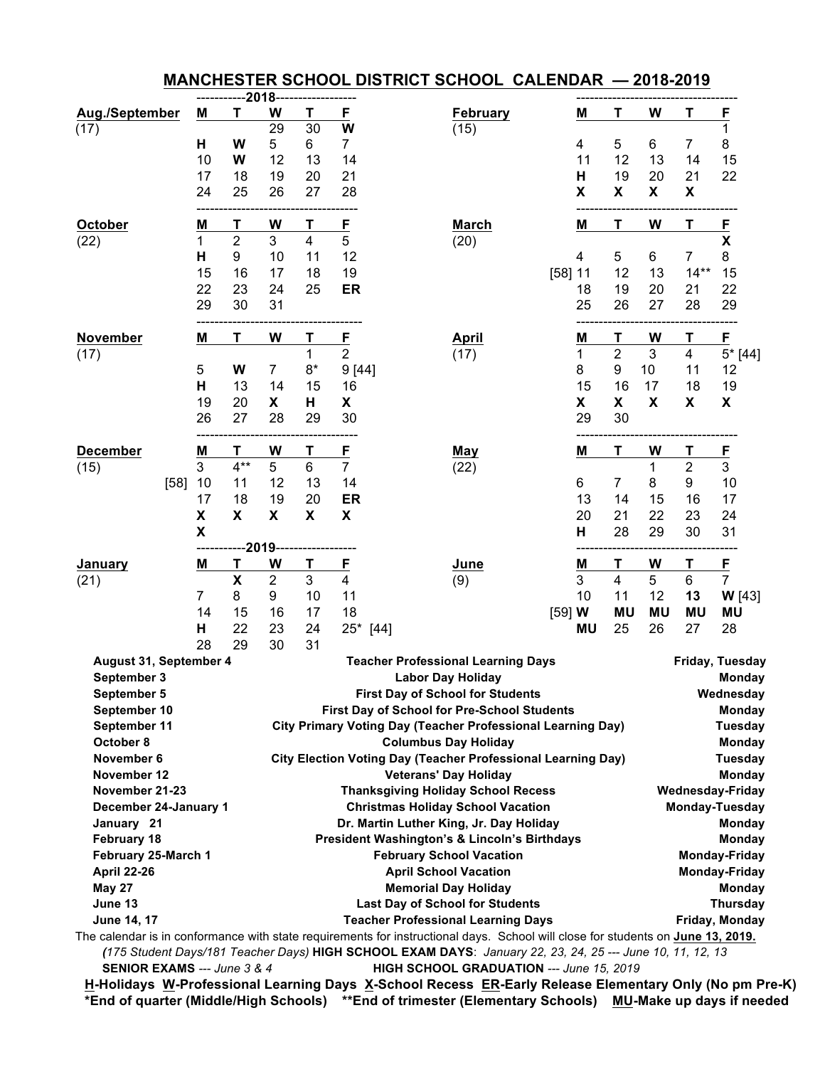# MANCHESTER SCHOOL DISTRICT SCHOOL CALENDAR — 2018-2019

**2018**

| Aug./September (17) | M | T | W | T | F |
|---|---|---|---|---|---|
| | | | 29 | 30 | **W** |
| | **H** | **W** | 5 | 6 | 7 |
| | 10 | **W** | 12 | 13 | 14 |
| | 17 | 18 | 19 | 20 | 21 |
| | 24 | 25 | 26 | 27 | 28 |

| October (22) | M | T | W | T | F |
|---|---|---|---|---|---|
| | 1 | 2 | 3 | 4 | 5 |
| | **H** | 9 | 10 | 11 | 12 |
| | 15 | 16 | 17 | 18 | 19 |
| | 22 | 23 | 24 | 25 | **ER** |
| | 29 | 30 | 31 | | |

| November (17) | M | T | W | T | F |
|---|---|---|---|---|---|
| | | | | 1 | 2 |
| | 5 | **W** | 7 | 8* | 9 [44] |
| | **H** | 13 | 14 | 15 | 16 |
| | 19 | 20 | **X** | **H** | **X** |
| | 26 | 27 | 28 | 29 | 30 |

| December (15) | M | T | W | T | F |
|---|---|---|---|---|---|
| | 3 | 4** | 5 | 6 | 7 |
| [58] | 10 | 11 | 12 | 13 | 14 |
| | 17 | 18 | 19 | 20 | **ER** |
| | **X** | **X** | **X** | **X** | **X** |
| | **X** | | | | |

**2019**

| January (21) | M | T | W | T | F |
|---|---|---|---|---|---|
| | | **X** | 2 | 3 | 4 |
| | 7 | 8 | 9 | 10 | 11 |
| | 14 | 15 | 16 | 17 | 18 |
| | **H** | 22 | 23 | 24 | 25* [44] |
| | 28 | 29 | 30 | 31 | |

| February (15) | M | T | W | T | F |
|---|---|---|---|---|---|
| | | | | | 1 |
| | 4 | 5 | 6 | 7 | 8 |
| | 11 | 12 | 13 | 14 | 15 |
| | **H** | 19 | 20 | 21 | 22 |
| | **X** | **X** | **X** | **X** | |

| March (20) | M | T | W | T | F |
|---|---|---|---|---|---|
| | | | | | **X** |
| | 4 | 5 | 6 | 7 | 8 |
| [58] | 11 | 12 | 13 | 14** | 15 |
| | 18 | 19 | 20 | 21 | 22 |
| | 25 | 26 | 27 | 28 | 29 |

| April (17) | M | T | W | T | F |
|---|---|---|---|---|---|
| | 1 | 2 | 3 | 4 | 5* [44] |
| | 8 | 9 | 10 | 11 | 12 |
| | 15 | 16 | 17 | 18 | 19 |
| | **X** | **X** | **X** | **X** | **X** |
| | 29 | 30 | | | |

| May (22) | M | T | W | T | F |
|---|---|---|---|---|---|
| | | | 1 | 2 | 3 |
| | 6 | 7 | 8 | 9 | 10 |
| | 13 | 14 | 15 | 16 | 17 |
| | 20 | 21 | 22 | 23 | 24 |
| | **H** | 28 | 29 | 30 | 31 |

| June (9) | M | T | W | T | F |
|---|---|---|---|---|---|
| | 3 | 4 | 5 | 6 | 7 |
| | 10 | 11 | 12 | **13** | **W** [43] |
| [59] | **W** | **MU** | **MU** | **MU** | **MU** |
| | **MU** | 25 | 26 | 27 | 28 |

| Date | Event | Day |
|---|---|---|
| **August 31, September 4** | **Teacher Professional Learning Days** | **Friday, Tuesday** |
| **September 3** | **Labor Day Holiday** | **Monday** |
| **September 5** | **First Day of School for Students** | **Wednesday** |
| **September 10** | **First Day of School for Pre-School Students** | **Monday** |
| **September 11** | **City Primary Voting Day (Teacher Professional Learning Day)** | **Tuesday** |
| **October 8** | **Columbus Day Holiday** | **Monday** |
| **November 6** | **City Election Voting Day (Teacher Professional Learning Day)** | **Tuesday** |
| **November 12** | **Veterans' Day Holiday** | **Monday** |
| **November 21-23** | **Thanksgiving Holiday School Recess** | **Wednesday-Friday** |
| **December 24-January 1** | **Christmas Holiday School Vacation** | **Monday-Tuesday** |
| **January 21** | **Dr. Martin Luther King, Jr. Day Holiday** | **Monday** |
| **February 18** | **President Washington's & Lincoln's Birthdays** | **Monday** |
| **February 25-March 1** | **February School Vacation** | **Monday-Friday** |
| **April 22-26** | **April School Vacation** | **Monday-Friday** |
| **May 27** | **Memorial Day Holiday** | **Monday** |
| **June 13** | **Last Day of School for Students** | **Thursday** |
| **June 14, 17** | **Teacher Professional Learning Days** | **Friday, Monday** |

The calendar is in conformance with state requirements for instructional days. School will close for students on **June 13, 2019.**

*(175 Student Days/181 Teacher Days)* **HIGH SCHOOL EXAM DAYS**: *January 22, 23, 24, 25 --- June 10, 11, 12, 13*

**SENIOR EXAMS** *--- June 3 & 4* **HIGH SCHOOL GRADUATION** *--- June 15, 2019*

**H-Holidays W-Professional Learning Days X-School Recess ER-Early Release Elementary Only (No pm Pre-K)**

**\*End of quarter (Middle/High Schools) \*\*End of trimester (Elementary Schools) MU-Make up days if needed**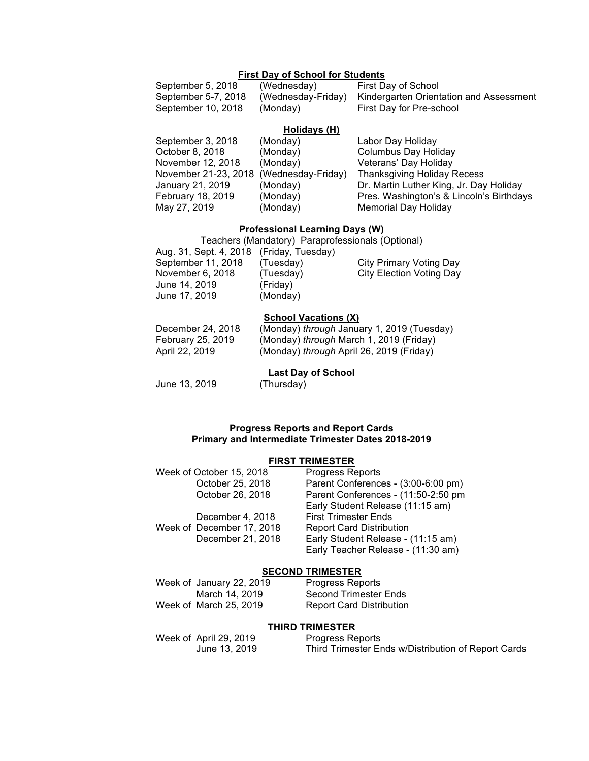**First Day of School for Students**

| | | |
|---|---|---|
| September 5, 2018 | (Wednesday) | First Day of School |
| September 5-7, 2018 | (Wednesday-Friday) | Kindergarten Orientation and Assessment |
| September 10, 2018 | (Monday) | First Day for Pre-school |

**Holidays (H)**

| | | |
|---|---|---|
| September 3, 2018 | (Monday) | Labor Day Holiday |
| October 8, 2018 | (Monday) | Columbus Day Holiday |
| November 12, 2018 | (Monday) | Veterans' Day Holiday |
| November 21-23, 2018 | (Wednesday-Friday) | Thanksgiving Holiday Recess |
| January 21, 2019 | (Monday) | Dr. Martin Luther King, Jr. Day Holiday |
| February 18, 2019 | (Monday) | Pres. Washington's & Lincoln's Birthdays |
| May 27, 2019 | (Monday) | Memorial Day Holiday |

**Professional Learning Days (W)**

Teachers (Mandatory) Paraprofessionals (Optional)

| | | |
|---|---|---|
| Aug. 31, Sept. 4, 2018 | (Friday, Tuesday) | |
| September 11, 2018 | (Tuesday) | City Primary Voting Day |
| November 6, 2018 | (Tuesday) | City Election Voting Day |
| June 14, 2019 | (Friday) | |
| June 17, 2019 | (Monday) | |

**School Vacations (X)**

| | |
|---|---|
| December 24, 2018 | (Monday) *through* January 1, 2019 (Tuesday) |
| February 25, 2019 | (Monday) *through* March 1, 2019 (Friday) |
| April 22, 2019 | (Monday) *through* April 26, 2019 (Friday) |

**Last Day of School**

June 13, 2019 (Thursday)

**Progress Reports and Report Cards**
**Primary and Intermediate Trimester Dates 2018-2019**

**FIRST TRIMESTER**

| | |
|---|---|
| Week of October 15, 2018 | Progress Reports |
| October 25, 2018 | Parent Conferences - (3:00-6:00 pm) |
| October 26, 2018 | Parent Conferences - (11:50-2:50 pm<br>Early Student Release (11:15 am) |
| December 4, 2018 | First Trimester Ends |
| Week of December 17, 2018 | Report Card Distribution |
| December 21, 2018 | Early Student Release - (11:15 am)<br>Early Teacher Release - (11:30 am) |

**SECOND TRIMESTER**

| | |
|---|---|
| Week of January 22, 2019 | Progress Reports |
| March 14, 2019 | Second Trimester Ends |
| Week of March 25, 2019 | Report Card Distribution |

**THIRD TRIMESTER**

| | |
|---|---|
| Week of April 29, 2019 | Progress Reports |
| June 13, 2019 | Third Trimester Ends w/Distribution of Report Cards |